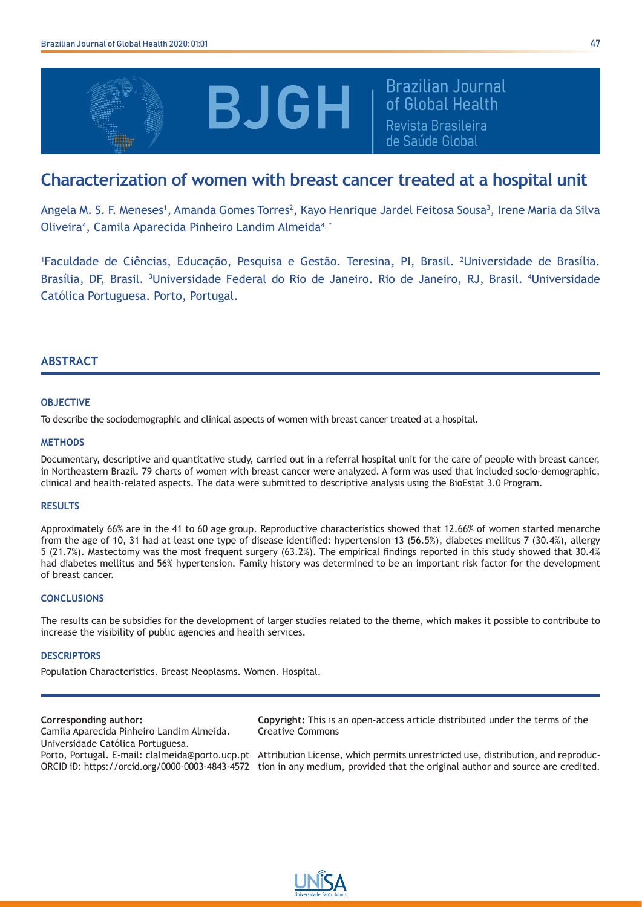# Characterization of women with breast cancer treated at a hospital unit

Angela M. S. F. Meneses[1], Amanda Gomes Torres[2], Kayo Henrique Jardel Feitosa Sousa[3], Irene Maria da Silva Oliveira[4], Camila Aparecida Pinheiro Landim Almeida[4, *]

[1]Faculdade de Ciências, Educação, Pesquisa e Gestão. Teresina, PI, Brasil. [2]Universidade de Brasília. Brasília, DF, Brasil. [3]Universidade Federal do Rio de Janeiro. Rio de Janeiro, RJ, Brasil. [4]Universidade Católica Portuguesa. Porto, Portugal.

## ABSTRACT

### OBJECTIVE

To describe the sociodemographic and clinical aspects of women with breast cancer treated at a hospital.

### METHODS

Documentary, descriptive and quantitative study, carried out in a referral hospital unit for the care of people with breast cancer, in Northeastern Brazil. 79 charts of women with breast cancer were analyzed. A form was used that included socio-demographic, clinical and health-related aspects. The data were submitted to descriptive analysis using the BioEstat 3.0 Program.

### RESULTS

Approximately 66% are in the 41 to 60 age group. Reproductive characteristics showed that 12.66% of women started menarche from the age of 10, 31 had at least one type of disease identified: hypertension 13 (56.5%), diabetes mellitus 7 (30.4%), allergy 5 (21.7%). Mastectomy was the most frequent surgery (63.2%). The empirical findings reported in this study showed that 30.4% had diabetes mellitus and 56% hypertension. Family history was determined to be an important risk factor for the development of breast cancer.

### CONCLUSIONS

The results can be subsidies for the development of larger studies related to the theme, which makes it possible to contribute to increase the visibility of public agencies and health services.

### DESCRIPTORS

Population Characteristics. Breast Neoplasms. Women. Hospital.

**Corresponding author:**
Camila Aparecida Pinheiro Landim Almeida.
Universidade Católica Portuguesa.
Porto, Portugal. E-mail: clalmeida@porto.ucp.pt
ORCID iD: https://orcid.org/0000-0003-4843-4572

**Copyright:** This is an open-access article distributed under the terms of the Creative Commons Attribution License, which permits unrestricted use, distribution, and reproduction in any medium, provided that the original author and source are credited.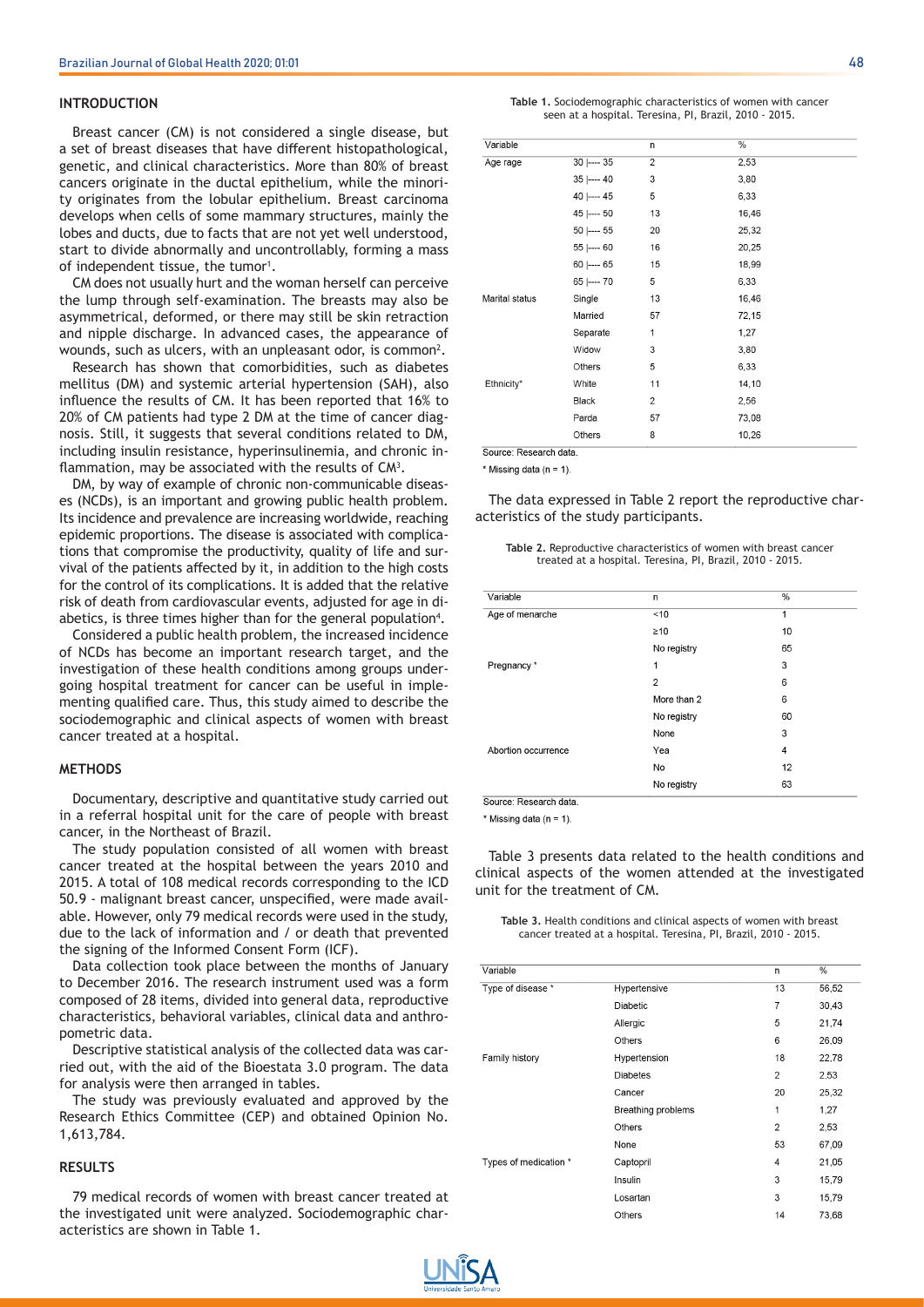## INTRODUCTION

Breast cancer (CM) is not considered a single disease, but a set of breast diseases that have different histopathological, genetic, and clinical characteristics. More than 80% of breast cancers originate in the ductal epithelium, while the minority originates from the lobular epithelium. Breast carcinoma develops when cells of some mammary structures, mainly the lobes and ducts, due to facts that are not yet well understood, start to divide abnormally and uncontrollably, forming a mass of independent tissue, the tumor[1].

CM does not usually hurt and the woman herself can perceive the lump through self-examination. The breasts may also be asymmetrical, deformed, or there may still be skin retraction and nipple discharge. In advanced cases, the appearance of wounds, such as ulcers, with an unpleasant odor, is common[2].

Research has shown that comorbidities, such as diabetes mellitus (DM) and systemic arterial hypertension (SAH), also influence the results of CM. It has been reported that 16% to 20% of CM patients had type 2 DM at the time of cancer diagnosis. Still, it suggests that several conditions related to DM, including insulin resistance, hyperinsulinemia, and chronic inflammation, may be associated with the results of CM[3].

DM, by way of example of chronic non-communicable diseases (NCDs), is an important and growing public health problem. Its incidence and prevalence are increasing worldwide, reaching epidemic proportions. The disease is associated with complications that compromise the productivity, quality of life and survival of the patients affected by it, in addition to the high costs for the control of its complications. It is added that the relative risk of death from cardiovascular events, adjusted for age in diabetics, is three times higher than for the general population[4].

Considered a public health problem, the increased incidence of NCDs has become an important research target, and the investigation of these health conditions among groups undergoing hospital treatment for cancer can be useful in implementing qualified care. Thus, this study aimed to describe the sociodemographic and clinical aspects of women with breast cancer treated at a hospital.

## METHODS

Documentary, descriptive and quantitative study carried out in a referral hospital unit for the care of people with breast cancer, in the Northeast of Brazil.

The study population consisted of all women with breast cancer treated at the hospital between the years 2010 and 2015. A total of 108 medical records corresponding to the ICD 50.9 - malignant breast cancer, unspecified, were made available. However, only 79 medical records were used in the study, due to the lack of information and / or death that prevented the signing of the Informed Consent Form (ICF).

Data collection took place between the months of January to December 2016. The research instrument used was a form composed of 28 items, divided into general data, reproductive characteristics, behavioral variables, clinical data and anthropometric data.

Descriptive statistical analysis of the collected data was carried out, with the aid of the Bioestata 3.0 program. The data for analysis were then arranged in tables.

The study was previously evaluated and approved by the Research Ethics Committee (CEP) and obtained Opinion No. 1,613,784.

## RESULTS

79 medical records of women with breast cancer treated at the investigated unit were analyzed. Sociodemographic characteristics are shown in Table 1.

**Table 1.** Sociodemographic characteristics of women with cancer seen at a hospital. Teresina, PI, Brazil, 2010 - 2015.

| Variable | | n | % |
|---|---|---|---|
| Age rage | 30 \|---- 35 | 2 | 2,53 |
| | 35 \|---- 40 | 3 | 3,80 |
| | 40 \|---- 45 | 5 | 6,33 |
| | 45 \|---- 50 | 13 | 16,46 |
| | 50 \|---- 55 | 20 | 25,32 |
| | 55 \|---- 60 | 16 | 20,25 |
| | 60 \|---- 65 | 15 | 18,99 |
| | 65 \|---- 70 | 5 | 6,33 |
| Marital status | Single | 13 | 16,46 |
| | Married | 57 | 72,15 |
| | Separate | 1 | 1,27 |
| | Widow | 3 | 3,80 |
| | Others | 5 | 6,33 |
| Ethnicity* | White | 11 | 14,10 |
| | Black | 2 | 2,56 |
| | Parda | 57 | 73,08 |
| | Others | 8 | 10,26 |

Source: Research data.

\* Missing data (n = 1).

The data expressed in Table 2 report the reproductive characteristics of the study participants.

**Table 2.** Reproductive characteristics of women with breast cancer treated at a hospital. Teresina, PI, Brazil, 2010 - 2015.

| Variable | n | % |
|---|---|---|
| Age of menarche | <10 | 1 |
| | ≥10 | 10 |
| | No registry | 65 |
| Pregnancy * | 1 | 3 |
| | 2 | 6 |
| | More than 2 | 6 |
| | No registry | 60 |
| | None | 3 |
| Abortion occurrence | Yea | 4 |
| | No | 12 |
| | No registry | 63 |

Source: Research data.

\* Missing data (n = 1).

Table 3 presents data related to the health conditions and clinical aspects of the women attended at the investigated unit for the treatment of CM.

**Table 3.** Health conditions and clinical aspects of women with breast cancer treated at a hospital. Teresina, PI, Brazil, 2010 - 2015.

| Variable | | n | % |
|---|---|---|---|
| Type of disease * | Hypertensive | 13 | 56,52 |
| | Diabetic | 7 | 30,43 |
| | Allergic | 5 | 21,74 |
| | Others | 6 | 26,09 |
| Family history | Hypertension | 18 | 22,78 |
| | Diabetes | 2 | 2,53 |
| | Cancer | 20 | 25,32 |
| | Breathing problems | 1 | 1,27 |
| | Others | 2 | 2,53 |
| | None | 53 | 67,09 |
| Types of medication * | Captopril | 4 | 21,05 |
| | Insulin | 3 | 15,79 |
| | Losartan | 3 | 15,79 |
| | Others | 14 | 73,68 |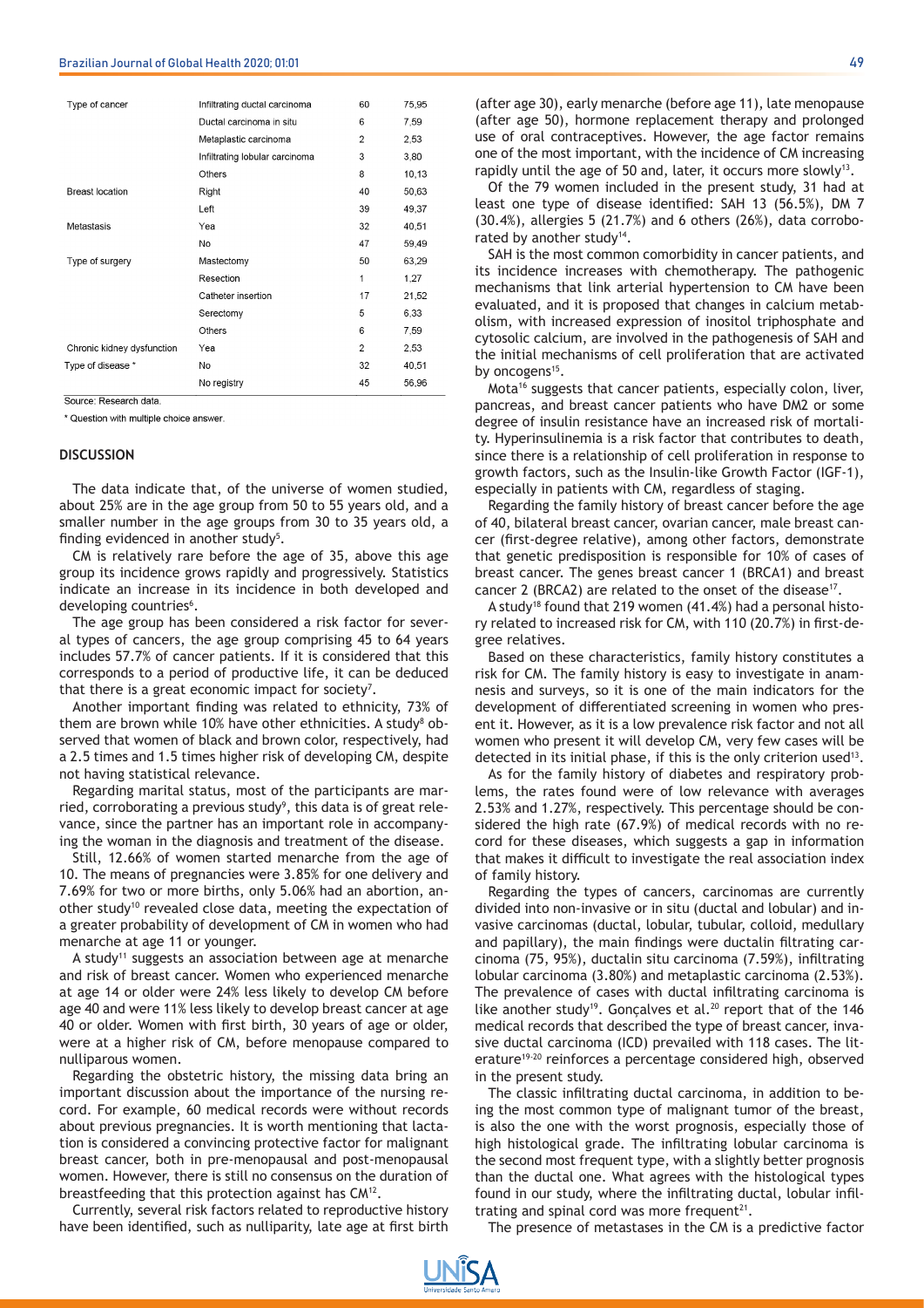| | | | |
|---|---|---|---|
| Type of cancer | Infiltrating ductal carcinoma | 60 | 75,95 |
| | Ductal carcinoma in situ | 6 | 7,59 |
| | Metaplastic carcinoma | 2 | 2,53 |
| | Infiltrating lobular carcinoma | 3 | 3,80 |
| | Others | 8 | 10,13 |
| Breast location | Right | 40 | 50,63 |
| | Left | 39 | 49,37 |
| Metastasis | Yea | 32 | 40,51 |
| | No | 47 | 59,49 |
| Type of surgery | Mastectomy | 50 | 63,29 |
| | Resection | 1 | 1,27 |
| | Catheter insertion | 17 | 21,52 |
| | Serectomy | 5 | 6,33 |
| | Others | 6 | 7,59 |
| Chronic kidney dysfunction | Yea | 2 | 2,53 |
| Type of disease * | No | 32 | 40,51 |
| | No registry | 45 | 56,96 |

Source: Research data.

\* Question with multiple choice answer.

## DISCUSSION

The data indicate that, of the universe of women studied, about 25% are in the age group from 50 to 55 years old, and a smaller number in the age groups from 30 to 35 years old, a finding evidenced in another study[5].

CM is relatively rare before the age of 35, above this age group its incidence grows rapidly and progressively. Statistics indicate an increase in its incidence in both developed and developing countries[6].

The age group has been considered a risk factor for several types of cancers, the age group comprising 45 to 64 years includes 57.7% of cancer patients. If it is considered that this corresponds to a period of productive life, it can be deduced that there is a great economic impact for society[7].

Another important finding was related to ethnicity, 73% of them are brown while 10% have other ethnicities. A study[8] observed that women of black and brown color, respectively, had a 2.5 times and 1.5 times higher risk of developing CM, despite not having statistical relevance.

Regarding marital status, most of the participants are married, corroborating a previous study[9], this data is of great relevance, since the partner has an important role in accompanying the woman in the diagnosis and treatment of the disease.

Still, 12.66% of women started menarche from the age of 10. The means of pregnancies were 3.85% for one delivery and 7.69% for two or more births, only 5.06% had an abortion, another study[10] revealed close data, meeting the expectation of a greater probability of development of CM in women who had menarche at age 11 or younger.

A study[11] suggests an association between age at menarche and risk of breast cancer. Women who experienced menarche at age 14 or older were 24% less likely to develop CM before age 40 and were 11% less likely to develop breast cancer at age 40 or older. Women with first birth, 30 years of age or older, were at a higher risk of CM, before menopause compared to nulliparous women.

Regarding the obstetric history, the missing data bring an important discussion about the importance of the nursing record. For example, 60 medical records were without records about previous pregnancies. It is worth mentioning that lactation is considered a convincing protective factor for malignant breast cancer, both in pre-menopausal and post-menopausal women. However, there is still no consensus on the duration of breastfeeding that this protection against has CM[12].

Currently, several risk factors related to reproductive history have been identified, such as nulliparity, late age at first birth (after age 30), early menarche (before age 11), late menopause (after age 50), hormone replacement therapy and prolonged use of oral contraceptives. However, the age factor remains one of the most important, with the incidence of CM increasing rapidly until the age of 50 and, later, it occurs more slowly[13].

Of the 79 women included in the present study, 31 had at least one type of disease identified: SAH 13 (56.5%), DM 7 (30.4%), allergies 5 (21.7%) and 6 others (26%), data corroborated by another study[14].

SAH is the most common comorbidity in cancer patients, and its incidence increases with chemotherapy. The pathogenic mechanisms that link arterial hypertension to CM have been evaluated, and it is proposed that changes in calcium metabolism, with increased expression of inositol triphosphate and cytosolic calcium, are involved in the pathogenesis of SAH and the initial mechanisms of cell proliferation that are activated by oncogens[15].

Mota[16] suggests that cancer patients, especially colon, liver, pancreas, and breast cancer patients who have DM2 or some degree of insulin resistance have an increased risk of mortality. Hyperinsulinemia is a risk factor that contributes to death, since there is a relationship of cell proliferation in response to growth factors, such as the Insulin-like Growth Factor (IGF-1), especially in patients with CM, regardless of staging.

Regarding the family history of breast cancer before the age of 40, bilateral breast cancer, ovarian cancer, male breast cancer (first-degree relative), among other factors, demonstrate that genetic predisposition is responsible for 10% of cases of breast cancer. The genes breast cancer 1 (BRCA1) and breast cancer 2 (BRCA2) are related to the onset of the disease[17].

A study[18] found that 219 women (41.4%) had a personal history related to increased risk for CM, with 110 (20.7%) in first-degree relatives.

Based on these characteristics, family history constitutes a risk for CM. The family history is easy to investigate in anamnesis and surveys, so it is one of the main indicators for the development of differentiated screening in women who present it. However, as it is a low prevalence risk factor and not all women who present it will develop CM, very few cases will be detected in its initial phase, if this is the only criterion used[13].

As for the family history of diabetes and respiratory problems, the rates found were of low relevance with averages 2.53% and 1.27%, respectively. This percentage should be considered the high rate (67.9%) of medical records with no record for these diseases, which suggests a gap in information that makes it difficult to investigate the real association index of family history.

Regarding the types of cancers, carcinomas are currently divided into non-invasive or in situ (ductal and lobular) and invasive carcinomas (ductal, lobular, tubular, colloid, medullary and papillary), the main findings were ductalin filtrating carcinoma (75, 95%), ductalin situ carcinoma (7.59%), infiltrating lobular carcinoma (3.80%) and metaplastic carcinoma (2.53%). The prevalence of cases with ductal infiltrating carcinoma is like another study[19]. Gonçalves et al.[20] report that of the 146 medical records that described the type of breast cancer, invasive ductal carcinoma (ICD) prevailed with 118 cases. The literature[19-20] reinforces a percentage considered high, observed in the present study.

The classic infiltrating ductal carcinoma, in addition to being the most common type of malignant tumor of the breast, is also the one with the worst prognosis, especially those of high histological grade. The infiltrating lobular carcinoma is the second most frequent type, with a slightly better prognosis than the ductal one. What agrees with the histological types found in our study, where the infiltrating ductal, lobular infiltrating and spinal cord was more frequent[21].

The presence of metastases in the CM is a predictive factor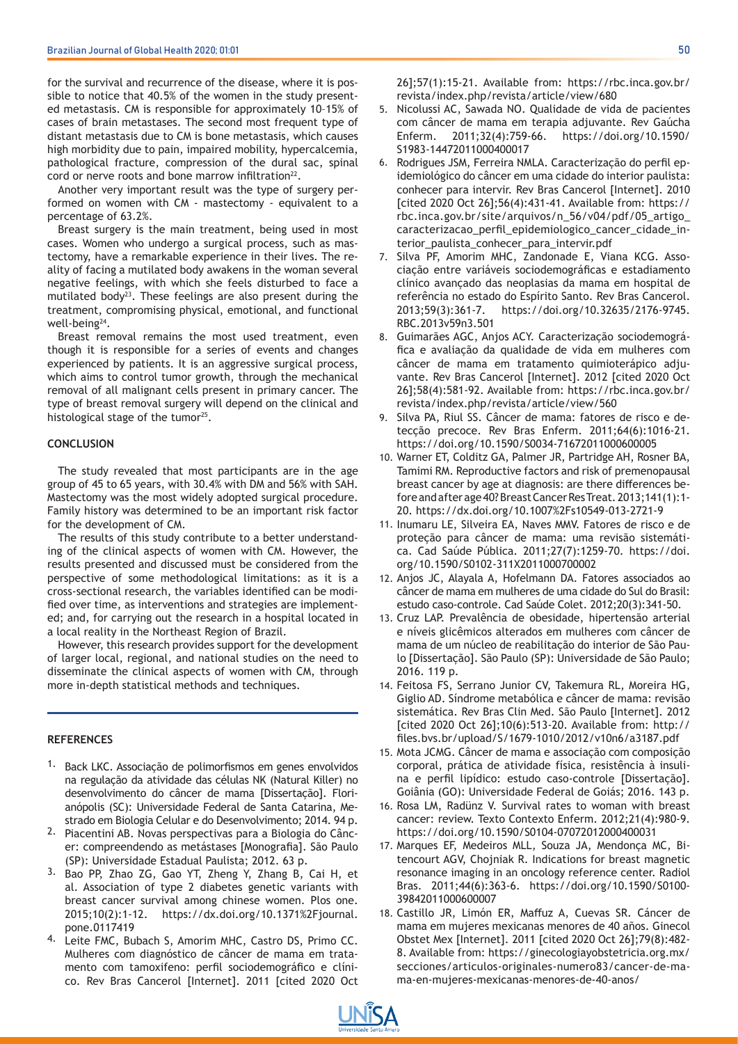for the survival and recurrence of the disease, where it is possible to notice that 40.5% of the women in the study presented metastasis. CM is responsible for approximately 10–15% of cases of brain metastases. The second most frequent type of distant metastasis due to CM is bone metastasis, which causes high morbidity due to pain, impaired mobility, hypercalcemia, pathological fracture, compression of the dural sac, spinal cord or nerve roots and bone marrow infiltration[22].

Another very important result was the type of surgery performed on women with CM - mastectomy - equivalent to a percentage of 63.2%.

Breast surgery is the main treatment, being used in most cases. Women who undergo a surgical process, such as mastectomy, have a remarkable experience in their lives. The reality of facing a mutilated body awakens in the woman several negative feelings, with which she feels disturbed to face a mutilated body[23]. These feelings are also present during the treatment, compromising physical, emotional, and functional well-being[24].

Breast removal remains the most used treatment, even though it is responsible for a series of events and changes experienced by patients. It is an aggressive surgical process, which aims to control tumor growth, through the mechanical removal of all malignant cells present in primary cancer. The type of breast removal surgery will depend on the clinical and histological stage of the tumor[25].

## CONCLUSION

The study revealed that most participants are in the age group of 45 to 65 years, with 30.4% with DM and 56% with SAH. Mastectomy was the most widely adopted surgical procedure. Family history was determined to be an important risk factor for the development of CM.

The results of this study contribute to a better understanding of the clinical aspects of women with CM. However, the results presented and discussed must be considered from the perspective of some methodological limitations: as it is a cross-sectional research, the variables identified can be modified over time, as interventions and strategies are implemented; and, for carrying out the research in a hospital located in a local reality in the Northeast Region of Brazil.

However, this research provides support for the development of larger local, regional, and national studies on the need to disseminate the clinical aspects of women with CM, through more in-depth statistical methods and techniques.

## REFERENCES

1. Back LKC. Associação de polimorfismos em genes envolvidos na regulação da atividade das células NK (Natural Killer) no desenvolvimento do câncer de mama [Dissertação]. Florianópolis (SC): Universidade Federal de Santa Catarina, Mestrado em Biologia Celular e do Desenvolvimento; 2014. 94 p.
2. Piacentini AB. Novas perspectivas para a Biologia do Câncer: compreendendo as metástases [Monografia]. São Paulo (SP): Universidade Estadual Paulista; 2012. 63 p.
3. Bao PP, Zhao ZG, Gao YT, Zheng Y, Zhang B, Cai H, et al. Association of type 2 diabetes genetic variants with breast cancer survival among chinese women. Plos one. 2015;10(2):1-12. https://dx.doi.org/10.1371%2Fjournal.pone.0117419
4. Leite FMC, Bubach S, Amorim MHC, Castro DS, Primo CC. Mulheres com diagnóstico de câncer de mama em tratamento com tamoxifeno: perfil sociodemográfico e clínico. Rev Bras Cancerol [Internet]. 2011 [cited 2020 Oct 26];57(1):15-21. Available from: https://rbc.inca.gov.br/revista/index.php/revista/article/view/680
5. Nicolussi AC, Sawada NO. Qualidade de vida de pacientes com câncer de mama em terapia adjuvante. Rev Gaúcha Enferm. 2011;32(4):759-66. https://doi.org/10.1590/S1983-14472011000400017
6. Rodrigues JSM, Ferreira NMLA. Caracterização do perfil epidemiológico do câncer em uma cidade do interior paulista: conhecer para intervir. Rev Bras Cancerol [Internet]. 2010 [cited 2020 Oct 26];56(4):431-41. Available from: https://rbc.inca.gov.br/site/arquivos/n_56/v04/pdf/05_artigo_caracterizacao_perfil_epidemiologico_cancer_cidade_interior_paulista_conhecer_para_intervir.pdf
7. Silva PF, Amorim MHC, Zandonade E, Viana KCG. Associação entre variáveis sociodemográficas e estadiamento clínico avançado das neoplasias da mama em hospital de referência no estado do Espírito Santo. Rev Bras Cancerol. 2013;59(3):361-7. https://doi.org/10.32635/2176-9745.RBC.2013v59n3.501
8. Guimarães AGC, Anjos ACY. Caracterização sociodemográfica e avaliação da qualidade de vida em mulheres com câncer de mama em tratamento quimioterápico adjuvante. Rev Bras Cancerol [Internet]. 2012 [cited 2020 Oct 26];58(4):581-92. Available from: https://rbc.inca.gov.br/revista/index.php/revista/article/view/560
9. Silva PA, Riul SS. Câncer de mama: fatores de risco e detecção precoce. Rev Bras Enferm. 2011;64(6):1016-21. https://doi.org/10.1590/S0034-71672011000600005
10. Warner ET, Colditz GA, Palmer JR, Partridge AH, Rosner BA, Tamimi RM. Reproductive factors and risk of premenopausal breast cancer by age at diagnosis: are there differences before and after age 40? Breast Cancer Res Treat. 2013;141(1):1-20. https://dx.doi.org/10.1007%2Fs10549-013-2721-9
11. Inumaru LE, Silveira EA, Naves MMV. Fatores de risco e de proteção para câncer de mama: uma revisão sistemática. Cad Saúde Pública. 2011;27(7):1259-70. https://doi.org/10.1590/S0102-311X2011000700002
12. Anjos JC, Alayala A, Hofelmann DA. Fatores associados ao câncer de mama em mulheres de uma cidade do Sul do Brasil: estudo caso-controle. Cad Saúde Colet. 2012;20(3):341-50.
13. Cruz LAP. Prevalência de obesidade, hipertensão arterial e níveis glicêmicos alterados em mulheres com câncer de mama de um núcleo de reabilitação do interior de São Paulo [Dissertação]. São Paulo (SP): Universidade de São Paulo; 2016. 119 p.
14. Feitosa FS, Serrano Junior CV, Takemura RL, Moreira HG, Giglio AD. Síndrome metabólica e câncer de mama: revisão sistemática. Rev Bras Clin Med. São Paulo [Internet]. 2012 [cited 2020 Oct 26];10(6):513-20. Available from: http://files.bvs.br/upload/S/1679-1010/2012/v10n6/a3187.pdf
15. Mota JCMG. Câncer de mama e associação com composição corporal, prática de atividade física, resistência à insulina e perfil lipídico: estudo caso-controle [Dissertação]. Goiânia (GO): Universidade Federal de Goiás; 2016. 143 p.
16. Rosa LM, Radünz V. Survival rates to woman with breast cancer: review. Texto Contexto Enferm. 2012;21(4):980-9. https://doi.org/10.1590/S0104-07072012000400031
17. Marques EF, Medeiros MLL, Souza JA, Mendonça MC, Bitencourt AGV, Chojniak R. Indications for breast magnetic resonance imaging in an oncology reference center. Radiol Bras. 2011;44(6):363-6. https://doi.org/10.1590/S0100-39842011000600007
18. Castillo JR, Limón ER, Maffuz A, Cuevas SR. Cáncer de mama em mujeres mexicanas menores de 40 años. Ginecol Obstet Mex [Internet]. 2011 [cited 2020 Oct 26];79(8):482-8. Available from: https://ginecologiayobstetricia.org.mx/secciones/articulos-originales-numero83/cancer-de-mama-en-mujeres-mexicanas-menores-de-40-anos/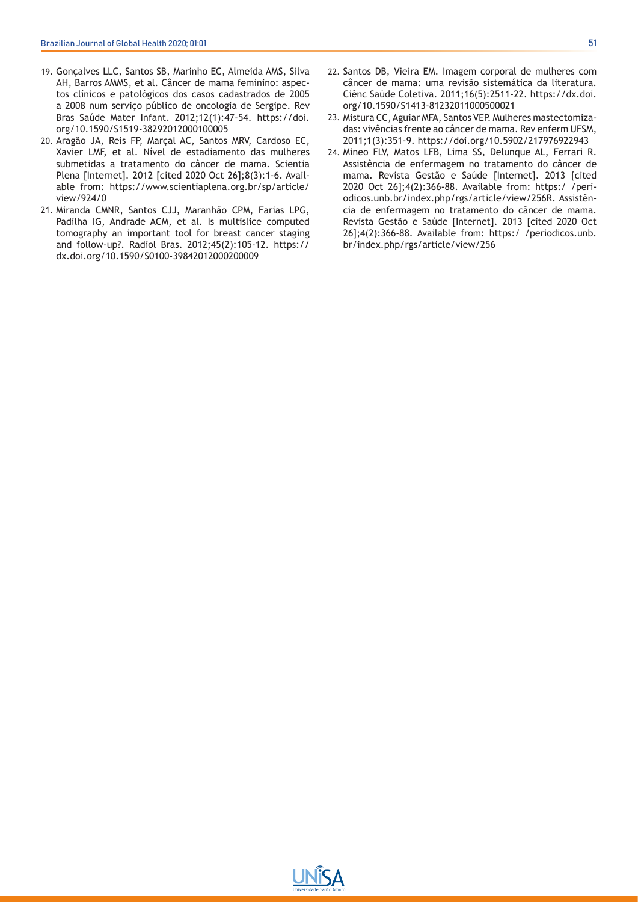19. Gonçalves LLC, Santos SB, Marinho EC, Almeida AMS, Silva AH, Barros AMMS, et al. Câncer de mama feminino: aspectos clínicos e patológicos dos casos cadastrados de 2005 a 2008 num serviço público de oncologia de Sergipe. Rev Bras Saúde Mater Infant. 2012;12(1):47-54. https://doi.org/10.1590/S1519-38292012000100005
20. Aragão JA, Reis FP, Marçal AC, Santos MRV, Cardoso EC, Xavier LMF, et al. Nível de estadiamento das mulheres submetidas a tratamento do câncer de mama. Scientia Plena [Internet]. 2012 [cited 2020 Oct 26];8(3):1-6. Available from: https://www.scientiaplena.org.br/sp/article/view/924/0
21. Miranda CMNR, Santos CJJ, Maranhão CPM, Farias LPG, Padilha IG, Andrade ACM, et al. Is multislice computed tomography an important tool for breast cancer staging and follow-up?. Radiol Bras. 2012;45(2):105-12. https://dx.doi.org/10.1590/S0100-39842012000200009
22. Santos DB, Vieira EM. Imagem corporal de mulheres com câncer de mama: uma revisão sistemática da literatura. Ciênc Saúde Coletiva. 2011;16(5):2511-22. https://dx.doi.org/10.1590/S1413-81232011000500021
23. Mistura CC, Aguiar MFA, Santos VEP. Mulheres mastectomizadas: vivências frente ao câncer de mama. Rev enferm UFSM, 2011;1(3):351-9. https://doi.org/10.5902/217976922943
24. Mineo FLV, Matos LFB, Lima SS, Delunque AL, Ferrari R. Assistência de enfermagem no tratamento do câncer de mama. Revista Gestão e Saúde [Internet]. 2013 [cited 2020 Oct 26];4(2):366-88. Available from: https:/ /periodicos.unb.br/index.php/rgs/article/view/256R. Assistência de enfermagem no tratamento do câncer de mama. Revista Gestão e Saúde [Internet]. 2013 [cited 2020 Oct 26];4(2):366-88. Available from: https:/ /periodicos.unb.br/index.php/rgs/article/view/256